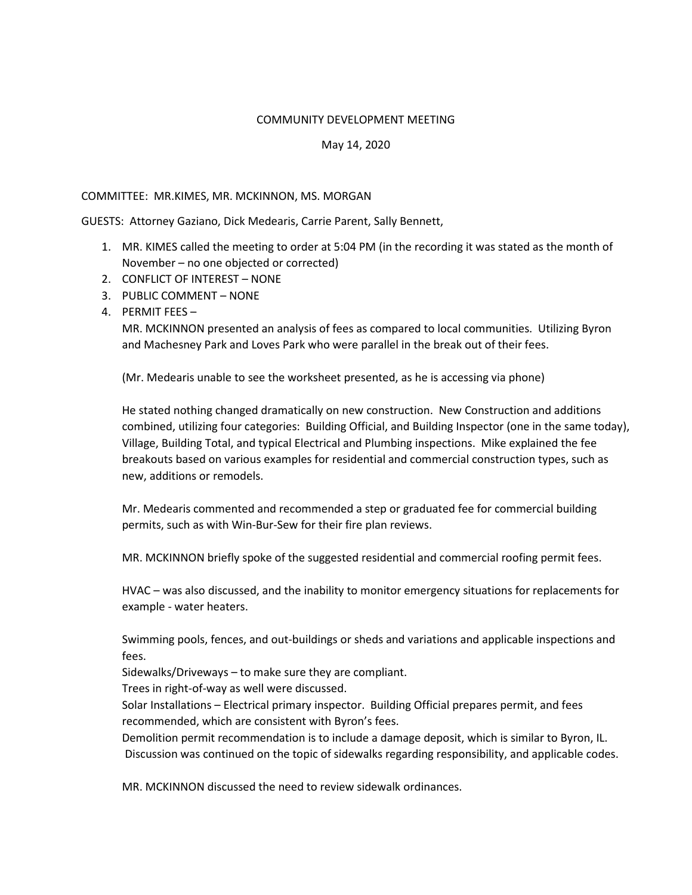COMMUNITY DEVELOPMENT MEETING

May 14, 2020

COMMITTEE: MR.KIMES, MR. MCKINNON, MS. MORGAN

GUESTS: Attorney Gaziano, Dick Medearis, Carrie Parent, Sally Bennett,

1. MR. KIMES called the meeting to order at 5:04 PM (in the recording it was stated as the month of November – no one objected or corrected)
2. CONFLICT OF INTEREST – NONE
3. PUBLIC COMMENT – NONE
4. PERMIT FEES –

   MR. MCKINNON presented an analysis of fees as compared to local communities. Utilizing Byron and Machesney Park and Loves Park who were parallel in the break out of their fees.

   (Mr. Medearis unable to see the worksheet presented, as he is accessing via phone)

   He stated nothing changed dramatically on new construction. New Construction and additions combined, utilizing four categories: Building Official, and Building Inspector (one in the same today), Village, Building Total, and typical Electrical and Plumbing inspections. Mike explained the fee breakouts based on various examples for residential and commercial construction types, such as new, additions or remodels.

   Mr. Medearis commented and recommended a step or graduated fee for commercial building permits, such as with Win-Bur-Sew for their fire plan reviews.

   MR. MCKINNON briefly spoke of the suggested residential and commercial roofing permit fees.

   HVAC – was also discussed, and the inability to monitor emergency situations for replacements for example - water heaters.

   Swimming pools, fences, and out-buildings or sheds and variations and applicable inspections and fees.
   Sidewalks/Driveways – to make sure they are compliant.
   Trees in right-of-way as well were discussed.
   Solar Installations – Electrical primary inspector. Building Official prepares permit, and fees recommended, which are consistent with Byron's fees.
   Demolition permit recommendation is to include a damage deposit, which is similar to Byron, IL.
   Discussion was continued on the topic of sidewalks regarding responsibility, and applicable codes.

   MR. MCKINNON discussed the need to review sidewalk ordinances.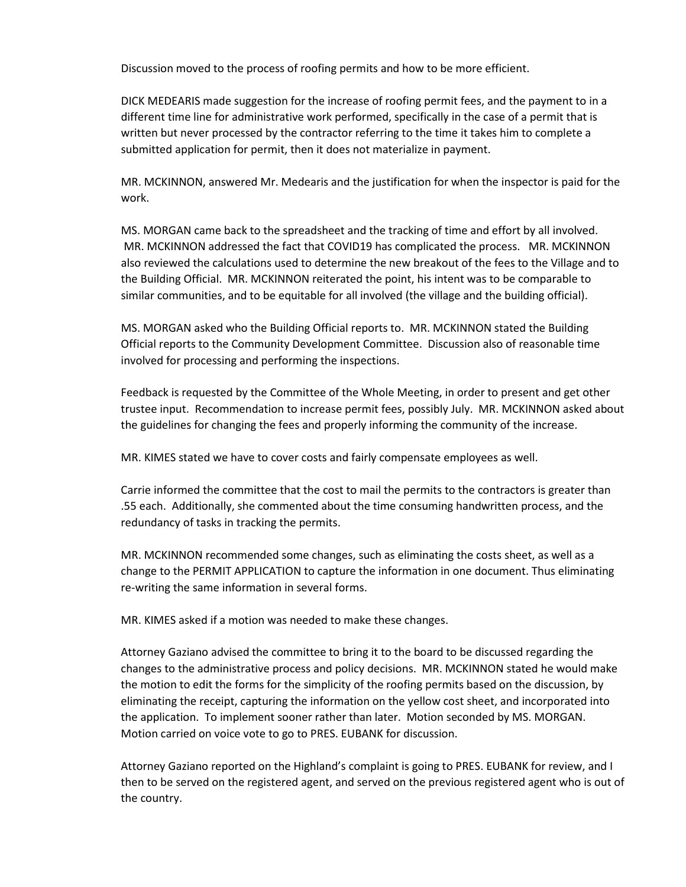Discussion moved to the process of roofing permits and how to be more efficient.

DICK MEDEARIS made suggestion for the increase of roofing permit fees, and the payment to in a different time line for administrative work performed, specifically in the case of a permit that is written but never processed by the contractor referring to the time it takes him to complete a submitted application for permit, then it does not materialize in payment.

MR. MCKINNON, answered Mr. Medearis and the justification for when the inspector is paid for the work.

MS. MORGAN came back to the spreadsheet and the tracking of time and effort by all involved. MR. MCKINNON addressed the fact that COVID19 has complicated the process. MR. MCKINNON also reviewed the calculations used to determine the new breakout of the fees to the Village and to the Building Official. MR. MCKINNON reiterated the point, his intent was to be comparable to similar communities, and to be equitable for all involved (the village and the building official).

MS. MORGAN asked who the Building Official reports to. MR. MCKINNON stated the Building Official reports to the Community Development Committee. Discussion also of reasonable time involved for processing and performing the inspections.

Feedback is requested by the Committee of the Whole Meeting, in order to present and get other trustee input. Recommendation to increase permit fees, possibly July. MR. MCKINNON asked about the guidelines for changing the fees and properly informing the community of the increase.

MR. KIMES stated we have to cover costs and fairly compensate employees as well.

Carrie informed the committee that the cost to mail the permits to the contractors is greater than .55 each. Additionally, she commented about the time consuming handwritten process, and the redundancy of tasks in tracking the permits.

MR. MCKINNON recommended some changes, such as eliminating the costs sheet, as well as a change to the PERMIT APPLICATION to capture the information in one document. Thus eliminating re-writing the same information in several forms.

MR. KIMES asked if a motion was needed to make these changes.

Attorney Gaziano advised the committee to bring it to the board to be discussed regarding the changes to the administrative process and policy decisions. MR. MCKINNON stated he would make the motion to edit the forms for the simplicity of the roofing permits based on the discussion, by eliminating the receipt, capturing the information on the yellow cost sheet, and incorporated into the application. To implement sooner rather than later. Motion seconded by MS. MORGAN. Motion carried on voice vote to go to PRES. EUBANK for discussion.

Attorney Gaziano reported on the Highland's complaint is going to PRES. EUBANK for review, and I then to be served on the registered agent, and served on the previous registered agent who is out of the country.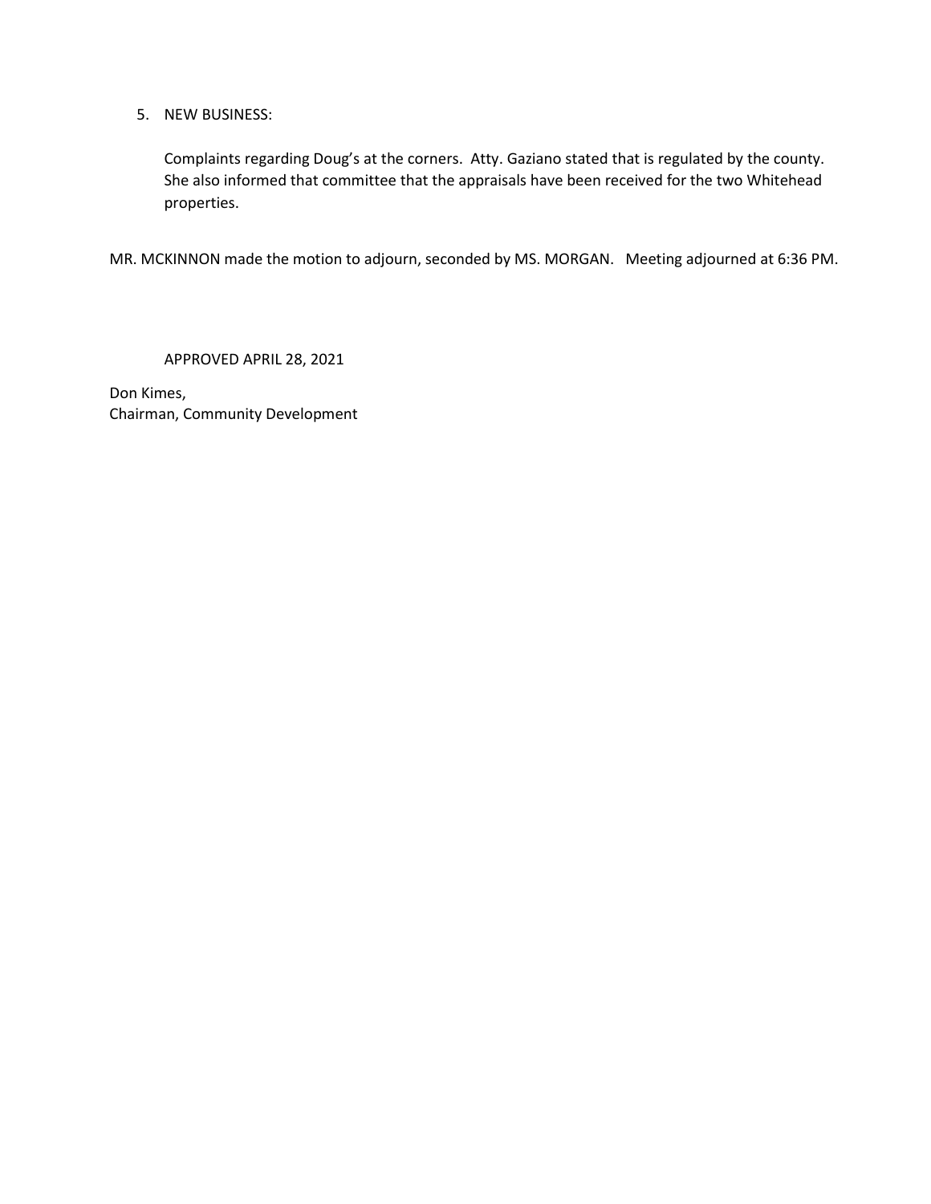5. NEW BUSINESS:

   Complaints regarding Doug's at the corners. Atty. Gaziano stated that is regulated by the county. She also informed that committee that the appraisals have been received for the two Whitehead properties.

MR. MCKINNON made the motion to adjourn, seconded by MS. MORGAN. Meeting adjourned at 6:36 PM.

APPROVED APRIL 28, 2021

Don Kimes,
Chairman, Community Development